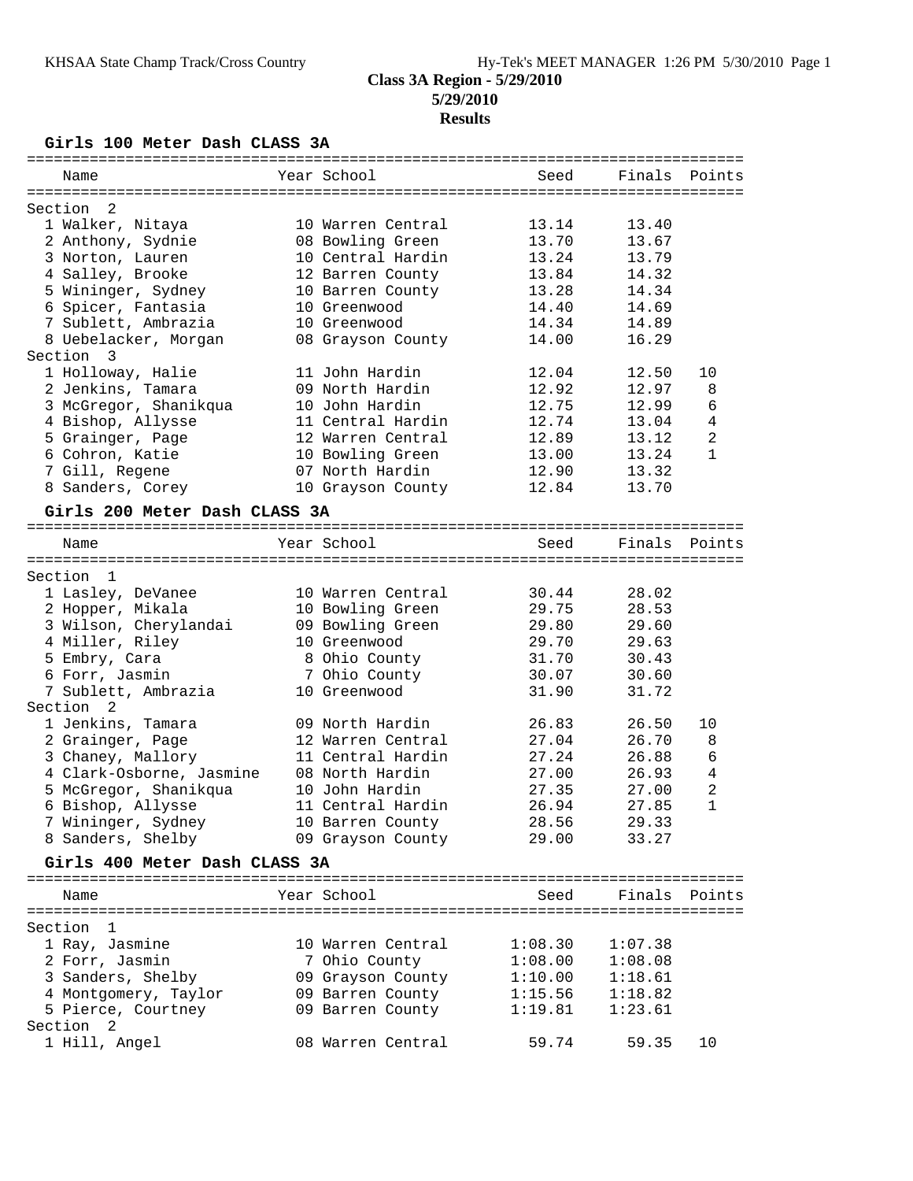**Class 3A Region - 5/29/2010**
**5/29/2010**
**Results**

### Girls 100 Meter Dash CLASS 3A

| Name | Year | School | Seed | Finals | Points |
|---|---|---|---|---|---|
| **Section 2** | | | | | |
| 1 Walker, Nitaya | 10 | Warren Central | 13.14 | 13.40 | |
| 2 Anthony, Sydnie | 08 | Bowling Green | 13.70 | 13.67 | |
| 3 Norton, Lauren | 10 | Central Hardin | 13.24 | 13.79 | |
| 4 Salley, Brooke | 12 | Barren County | 13.84 | 14.32 | |
| 5 Wininger, Sydney | 10 | Barren County | 13.28 | 14.34 | |
| 6 Spicer, Fantasia | 10 | Greenwood | 14.40 | 14.69 | |
| 7 Sublett, Ambrazia | 10 | Greenwood | 14.34 | 14.89 | |
| 8 Uebelacker, Morgan | 08 | Grayson County | 14.00 | 16.29 | |
| **Section 3** | | | | | |
| 1 Holloway, Halie | 11 | John Hardin | 12.04 | 12.50 | 10 |
| 2 Jenkins, Tamara | 09 | North Hardin | 12.92 | 12.97 | 8 |
| 3 McGregor, Shanikqua | 10 | John Hardin | 12.75 | 12.99 | 6 |
| 4 Bishop, Allysse | 11 | Central Hardin | 12.74 | 13.04 | 4 |
| 5 Grainger, Page | 12 | Warren Central | 12.89 | 13.12 | 2 |
| 6 Cohron, Katie | 10 | Bowling Green | 13.00 | 13.24 | 1 |
| 7 Gill, Regene | 07 | North Hardin | 12.90 | 13.32 | |
| 8 Sanders, Corey | 10 | Grayson County | 12.84 | 13.70 | |

### Girls 200 Meter Dash CLASS 3A

| Name | Year | School | Seed | Finals | Points |
|---|---|---|---|---|---|
| **Section 1** | | | | | |
| 1 Lasley, DeVanee | 10 | Warren Central | 30.44 | 28.02 | |
| 2 Hopper, Mikala | 10 | Bowling Green | 29.75 | 28.53 | |
| 3 Wilson, Cherylandai | 09 | Bowling Green | 29.80 | 29.60 | |
| 4 Miller, Riley | 10 | Greenwood | 29.70 | 29.63 | |
| 5 Embry, Cara | 8 | Ohio County | 31.70 | 30.43 | |
| 6 Forr, Jasmin | 7 | Ohio County | 30.07 | 30.60 | |
| 7 Sublett, Ambrazia | 10 | Greenwood | 31.90 | 31.72 | |
| **Section 2** | | | | | |
| 1 Jenkins, Tamara | 09 | North Hardin | 26.83 | 26.50 | 10 |
| 2 Grainger, Page | 12 | Warren Central | 27.04 | 26.70 | 8 |
| 3 Chaney, Mallory | 11 | Central Hardin | 27.24 | 26.88 | 6 |
| 4 Clark-Osborne, Jasmine | 08 | North Hardin | 27.00 | 26.93 | 4 |
| 5 McGregor, Shanikqua | 10 | John Hardin | 27.35 | 27.00 | 2 |
| 6 Bishop, Allysse | 11 | Central Hardin | 26.94 | 27.85 | 1 |
| 7 Wininger, Sydney | 10 | Barren County | 28.56 | 29.33 | |
| 8 Sanders, Shelby | 09 | Grayson County | 29.00 | 33.27 | |

### Girls 400 Meter Dash CLASS 3A

| Name | Year | School | Seed | Finals | Points |
|---|---|---|---|---|---|
| **Section 1** | | | | | |
| 1 Ray, Jasmine | 10 | Warren Central | 1:08.30 | 1:07.38 | |
| 2 Forr, Jasmin | 7 | Ohio County | 1:08.00 | 1:08.08 | |
| 3 Sanders, Shelby | 09 | Grayson County | 1:10.00 | 1:18.61 | |
| 4 Montgomery, Taylor | 09 | Barren County | 1:15.56 | 1:18.82 | |
| 5 Pierce, Courtney | 09 | Barren County | 1:19.81 | 1:23.61 | |
| **Section 2** | | | | | |
| 1 Hill, Angel | 08 | Warren Central | 59.74 | 59.35 | 10 |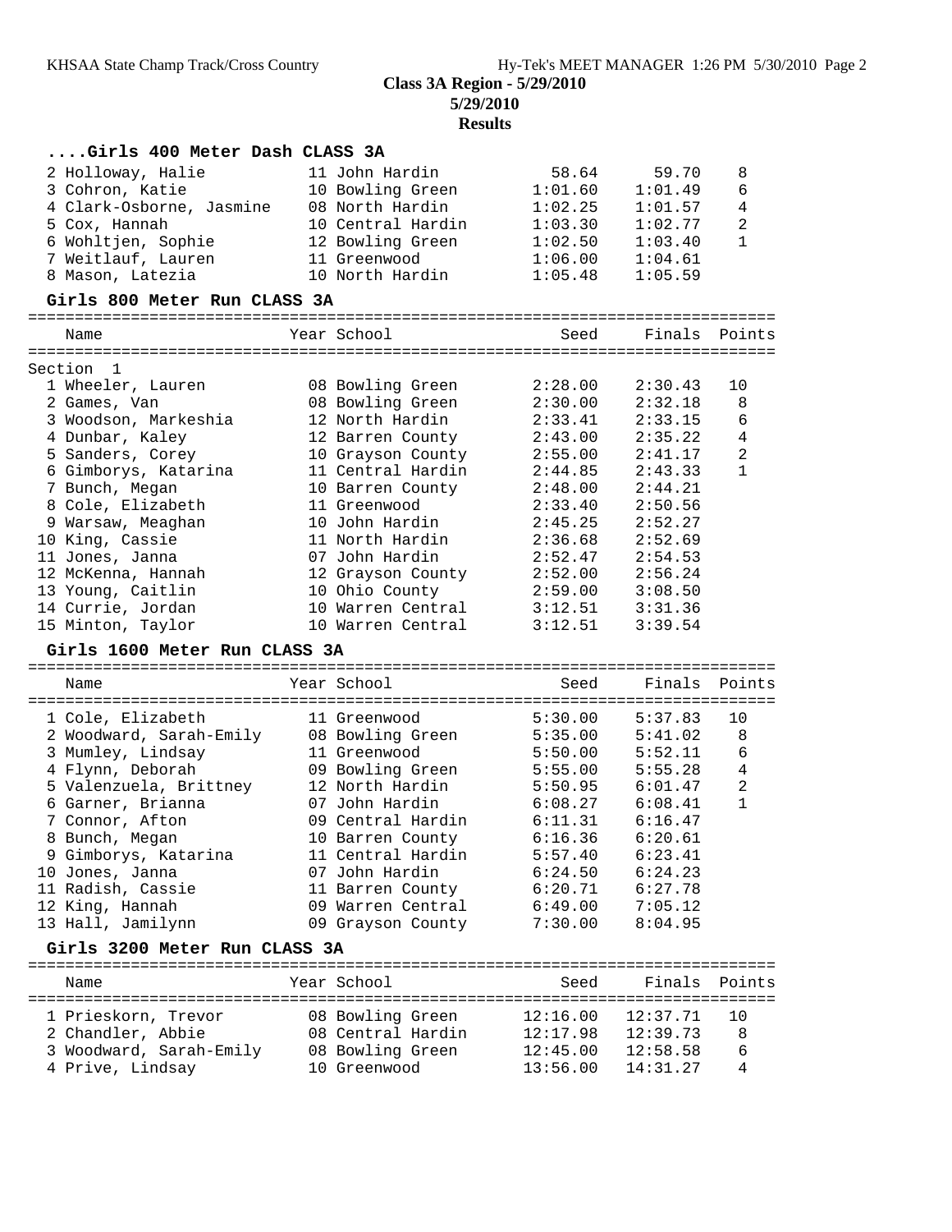## Class 3A Region - 5/29/2010

**5/29/2010**

**Results**

### ....Girls 400 Meter Dash CLASS 3A

| Place | Name | Year | School | Seed | Finals | Points |
|---|---|---|---|---|---|---|
| 2 | Holloway, Halie | 11 | John Hardin | 58.64 | 59.70 | 8 |
| 3 | Cohron, Katie | 10 | Bowling Green | 1:01.60 | 1:01.49 | 6 |
| 4 | Clark-Osborne, Jasmine | 08 | North Hardin | 1:02.25 | 1:01.57 | 4 |
| 5 | Cox, Hannah | 10 | Central Hardin | 1:03.30 | 1:02.77 | 2 |
| 6 | Wohltjen, Sophie | 12 | Bowling Green | 1:02.50 | 1:03.40 | 1 |
| 7 | Weitlauf, Lauren | 11 | Greenwood | 1:06.00 | 1:04.61 | |
| 8 | Mason, Latezia | 10 | North Hardin | 1:05.48 | 1:05.59 | |

### Girls 800 Meter Run CLASS 3A

Section 1

| Place | Name | Year | School | Seed | Finals | Points |
|---|---|---|---|---|---|---|
| 1 | Wheeler, Lauren | 08 | Bowling Green | 2:28.00 | 2:30.43 | 10 |
| 2 | Games, Van | 08 | Bowling Green | 2:30.00 | 2:32.18 | 8 |
| 3 | Woodson, Markeshia | 12 | North Hardin | 2:33.41 | 2:33.15 | 6 |
| 4 | Dunbar, Kaley | 12 | Barren County | 2:43.00 | 2:35.22 | 4 |
| 5 | Sanders, Corey | 10 | Grayson County | 2:55.00 | 2:41.17 | 2 |
| 6 | Gimborys, Katarina | 11 | Central Hardin | 2:44.85 | 2:43.33 | 1 |
| 7 | Bunch, Megan | 10 | Barren County | 2:48.00 | 2:44.21 | |
| 8 | Cole, Elizabeth | 11 | Greenwood | 2:33.40 | 2:50.56 | |
| 9 | Warsaw, Meaghan | 10 | John Hardin | 2:45.25 | 2:52.27 | |
| 10 | King, Cassie | 11 | North Hardin | 2:36.68 | 2:52.69 | |
| 11 | Jones, Janna | 07 | John Hardin | 2:52.47 | 2:54.53 | |
| 12 | McKenna, Hannah | 12 | Grayson County | 2:52.00 | 2:56.24 | |
| 13 | Young, Caitlin | 10 | Ohio County | 2:59.00 | 3:08.50 | |
| 14 | Currie, Jordan | 10 | Warren Central | 3:12.51 | 3:31.36 | |
| 15 | Minton, Taylor | 10 | Warren Central | 3:12.51 | 3:39.54 | |

### Girls 1600 Meter Run CLASS 3A

| Place | Name | Year | School | Seed | Finals | Points |
|---|---|---|---|---|---|---|
| 1 | Cole, Elizabeth | 11 | Greenwood | 5:30.00 | 5:37.83 | 10 |
| 2 | Woodward, Sarah-Emily | 08 | Bowling Green | 5:35.00 | 5:41.02 | 8 |
| 3 | Mumley, Lindsay | 11 | Greenwood | 5:50.00 | 5:52.11 | 6 |
| 4 | Flynn, Deborah | 09 | Bowling Green | 5:55.00 | 5:55.28 | 4 |
| 5 | Valenzuela, Brittney | 12 | North Hardin | 5:50.95 | 6:01.47 | 2 |
| 6 | Garner, Brianna | 07 | John Hardin | 6:08.27 | 6:08.41 | 1 |
| 7 | Connor, Afton | 09 | Central Hardin | 6:11.31 | 6:16.47 | |
| 8 | Bunch, Megan | 10 | Barren County | 6:16.36 | 6:20.61 | |
| 9 | Gimborys, Katarina | 11 | Central Hardin | 5:57.40 | 6:23.41 | |
| 10 | Jones, Janna | 07 | John Hardin | 6:24.50 | 6:24.23 | |
| 11 | Radish, Cassie | 11 | Barren County | 6:20.71 | 6:27.78 | |
| 12 | King, Hannah | 09 | Warren Central | 6:49.00 | 7:05.12 | |
| 13 | Hall, Jamilynn | 09 | Grayson County | 7:30.00 | 8:04.95 | |

### Girls 3200 Meter Run CLASS 3A

| Place | Name | Year | School | Seed | Finals | Points |
|---|---|---|---|---|---|---|
| 1 | Prieskorn, Trevor | 08 | Bowling Green | 12:16.00 | 12:37.71 | 10 |
| 2 | Chandler, Abbie | 08 | Central Hardin | 12:17.98 | 12:39.73 | 8 |
| 3 | Woodward, Sarah-Emily | 08 | Bowling Green | 12:45.00 | 12:58.58 | 6 |
| 4 | Prive, Lindsay | 10 | Greenwood | 13:56.00 | 14:31.27 | 4 |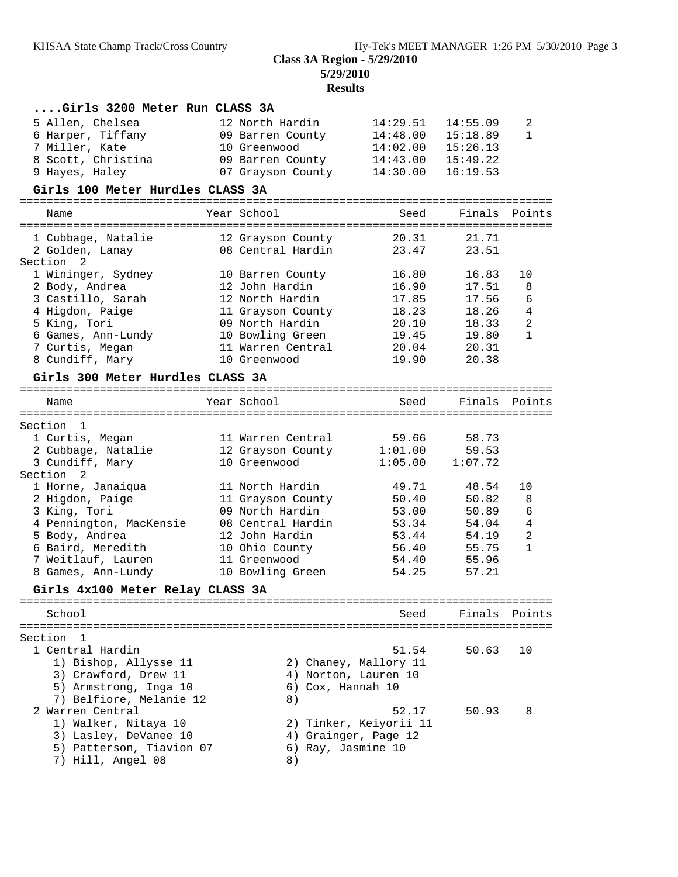**Class 3A Region - 5/29/2010**
**5/29/2010**
**Results**

### ....Girls 3200 Meter Run CLASS 3A

| Place | Name | Year | School | Seed | Finals | Points |
|---|---|---|---|---|---|---|
| 5 | Allen, Chelsea | 12 | North Hardin | 14:29.51 | 14:55.09 | 2 |
| 6 | Harper, Tiffany | 09 | Barren County | 14:48.00 | 15:18.89 | 1 |
| 7 | Miller, Kate | 10 | Greenwood | 14:02.00 | 15:26.13 | |
| 8 | Scott, Christina | 09 | Barren County | 14:43.00 | 15:49.22 | |
| 9 | Hayes, Haley | 07 | Grayson County | 14:30.00 | 16:19.53 | |

### Girls 100 Meter Hurdles CLASS 3A

| Place | Name | Year | School | Seed | Finals | Points |
|---|---|---|---|---|---|---|
| 1 | Cubbage, Natalie | 12 | Grayson County | 20.31 | 21.71 | |
| 2 | Golden, Lanay | 08 | Central Hardin | 23.47 | 23.51 | |
| **Section 2** | | | | | | |
| 1 | Wininger, Sydney | 10 | Barren County | 16.80 | 16.83 | 10 |
| 2 | Body, Andrea | 12 | John Hardin | 16.90 | 17.51 | 8 |
| 3 | Castillo, Sarah | 12 | North Hardin | 17.85 | 17.56 | 6 |
| 4 | Higdon, Paige | 11 | Grayson County | 18.23 | 18.26 | 4 |
| 5 | King, Tori | 09 | North Hardin | 20.10 | 18.33 | 2 |
| 6 | Games, Ann-Lundy | 10 | Bowling Green | 19.45 | 19.80 | 1 |
| 7 | Curtis, Megan | 11 | Warren Central | 20.04 | 20.31 | |
| 8 | Cundiff, Mary | 10 | Greenwood | 19.90 | 20.38 | |

### Girls 300 Meter Hurdles CLASS 3A

| Place | Name | Year | School | Seed | Finals | Points |
|---|---|---|---|---|---|---|
| **Section 1** | | | | | | |
| 1 | Curtis, Megan | 11 | Warren Central | 59.66 | 58.73 | |
| 2 | Cubbage, Natalie | 12 | Grayson County | 1:01.00 | 59.53 | |
| 3 | Cundiff, Mary | 10 | Greenwood | 1:05.00 | 1:07.72 | |
| **Section 2** | | | | | | |
| 1 | Horne, Janaiqua | 11 | North Hardin | 49.71 | 48.54 | 10 |
| 2 | Higdon, Paige | 11 | Grayson County | 50.40 | 50.82 | 8 |
| 3 | King, Tori | 09 | North Hardin | 53.00 | 50.89 | 6 |
| 4 | Pennington, MacKensie | 08 | Central Hardin | 53.34 | 54.04 | 4 |
| 5 | Body, Andrea | 12 | John Hardin | 53.44 | 54.19 | 2 |
| 6 | Baird, Meredith | 10 | Ohio County | 56.40 | 55.75 | 1 |
| 7 | Weitlauf, Lauren | 11 | Greenwood | 54.40 | 55.96 | |
| 8 | Games, Ann-Lundy | 10 | Bowling Green | 54.25 | 57.21 | |

### Girls 4x100 Meter Relay CLASS 3A

| Place | School | Seed | Finals | Points |
|---|---|---|---|---|
| **Section 1** | | | | |
| 1 | Central Hardin | 51.54 | 50.63 | 10 |
| 2 | Warren Central | 52.17 | 50.93 | 8 |

1 Central Hardin
- 1) Bishop, Allysse 11
- 2) Chaney, Mallory 11
- 3) Crawford, Drew 11
- 4) Norton, Lauren 10
- 5) Armstrong, Inga 10
- 6) Cox, Hannah 10
- 7) Belfiore, Melanie 12
- 8)

2 Warren Central
- 1) Walker, Nitaya 10
- 2) Tinker, Keiyorii 11
- 3) Lasley, DeVanee 10
- 4) Grainger, Page 12
- 5) Patterson, Tiavion 07
- 6) Ray, Jasmine 10
- 7) Hill, Angel 08
- 8)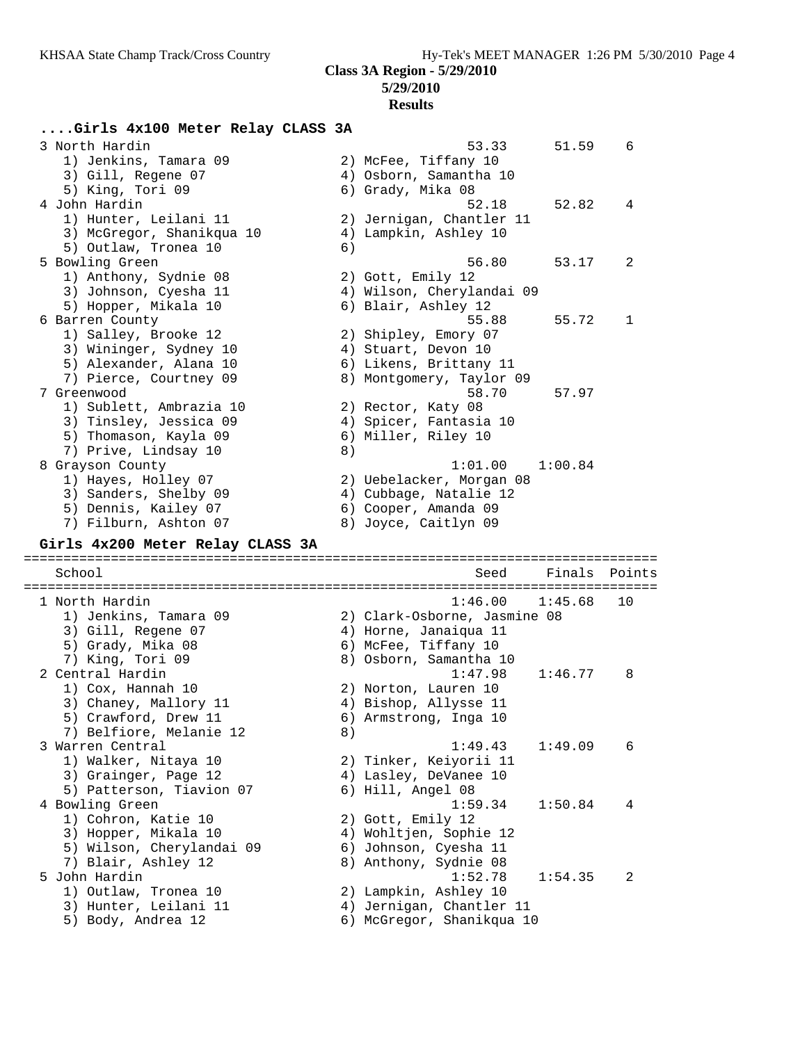**Class 3A Region - 5/29/2010**

**5/29/2010**

**Results**

### ....Girls 4x100 Meter Relay CLASS 3A

| | School | | Seed | Finals | Points |
|---|---|---|---|---|---|
| 3 | North Hardin | | 53.33 | 51.59 | 6 |
| | 1) Jenkins, Tamara 09 | 2) McFee, Tiffany 10 | | | |
| | 3) Gill, Regene 07 | 4) Osborn, Samantha 10 | | | |
| | 5) King, Tori 09 | 6) Grady, Mika 08 | | | |
| 4 | John Hardin | | 52.18 | 52.82 | 4 |
| | 1) Hunter, Leilani 11 | 2) Jernigan, Chantler 11 | | | |
| | 3) McGregor, Shanikqua 10 | 4) Lampkin, Ashley 10 | | | |
| | 5) Outlaw, Tronea 10 | 6) | | | |
| 5 | Bowling Green | | 56.80 | 53.17 | 2 |
| | 1) Anthony, Sydnie 08 | 2) Gott, Emily 12 | | | |
| | 3) Johnson, Cyesha 11 | 4) Wilson, Cherylandai 09 | | | |
| | 5) Hopper, Mikala 10 | 6) Blair, Ashley 12 | | | |
| 6 | Barren County | | 55.88 | 55.72 | 1 |
| | 1) Salley, Brooke 12 | 2) Shipley, Emory 07 | | | |
| | 3) Wininger, Sydney 10 | 4) Stuart, Devon 10 | | | |
| | 5) Alexander, Alana 10 | 6) Likens, Brittany 11 | | | |
| | 7) Pierce, Courtney 09 | 8) Montgomery, Taylor 09 | | | |
| 7 | Greenwood | | 58.70 | 57.97 | |
| | 1) Sublett, Ambrazia 10 | 2) Rector, Katy 08 | | | |
| | 3) Tinsley, Jessica 09 | 4) Spicer, Fantasia 10 | | | |
| | 5) Thomason, Kayla 09 | 6) Miller, Riley 10 | | | |
| | 7) Prive, Lindsay 10 | 8) | | | |
| 8 | Grayson County | | 1:01.00 | 1:00.84 | |
| | 1) Hayes, Holley 07 | 2) Uebelacker, Morgan 08 | | | |
| | 3) Sanders, Shelby 09 | 4) Cubbage, Natalie 12 | | | |
| | 5) Dennis, Kailey 07 | 6) Cooper, Amanda 09 | | | |
| | 7) Filburn, Ashton 07 | 8) Joyce, Caitlyn 09 | | | |

### Girls 4x200 Meter Relay CLASS 3A

| | School | | Seed | Finals | Points |
|---|---|---|---|---|---|
| 1 | North Hardin | | 1:46.00 | 1:45.68 | 10 |
| | 1) Jenkins, Tamara 09 | 2) Clark-Osborne, Jasmine 08 | | | |
| | 3) Gill, Regene 07 | 4) Horne, Janaiqua 11 | | | |
| | 5) Grady, Mika 08 | 6) McFee, Tiffany 10 | | | |
| | 7) King, Tori 09 | 8) Osborn, Samantha 10 | | | |
| 2 | Central Hardin | | 1:47.98 | 1:46.77 | 8 |
| | 1) Cox, Hannah 10 | 2) Norton, Lauren 10 | | | |
| | 3) Chaney, Mallory 11 | 4) Bishop, Allysse 11 | | | |
| | 5) Crawford, Drew 11 | 6) Armstrong, Inga 10 | | | |
| | 7) Belfiore, Melanie 12 | 8) | | | |
| 3 | Warren Central | | 1:49.43 | 1:49.09 | 6 |
| | 1) Walker, Nitaya 10 | 2) Tinker, Keiyorii 11 | | | |
| | 3) Grainger, Page 12 | 4) Lasley, DeVanee 10 | | | |
| | 5) Patterson, Tiavion 07 | 6) Hill, Angel 08 | | | |
| 4 | Bowling Green | | 1:59.34 | 1:50.84 | 4 |
| | 1) Cohron, Katie 10 | 2) Gott, Emily 12 | | | |
| | 3) Hopper, Mikala 10 | 4) Wohltjen, Sophie 12 | | | |
| | 5) Wilson, Cherylandai 09 | 6) Johnson, Cyesha 11 | | | |
| | 7) Blair, Ashley 12 | 8) Anthony, Sydnie 08 | | | |
| 5 | John Hardin | | 1:52.78 | 1:54.35 | 2 |
| | 1) Outlaw, Tronea 10 | 2) Lampkin, Ashley 10 | | | |
| | 3) Hunter, Leilani 11 | 4) Jernigan, Chantler 11 | | | |
| | 5) Body, Andrea 12 | 6) McGregor, Shanikqua 10 | | | |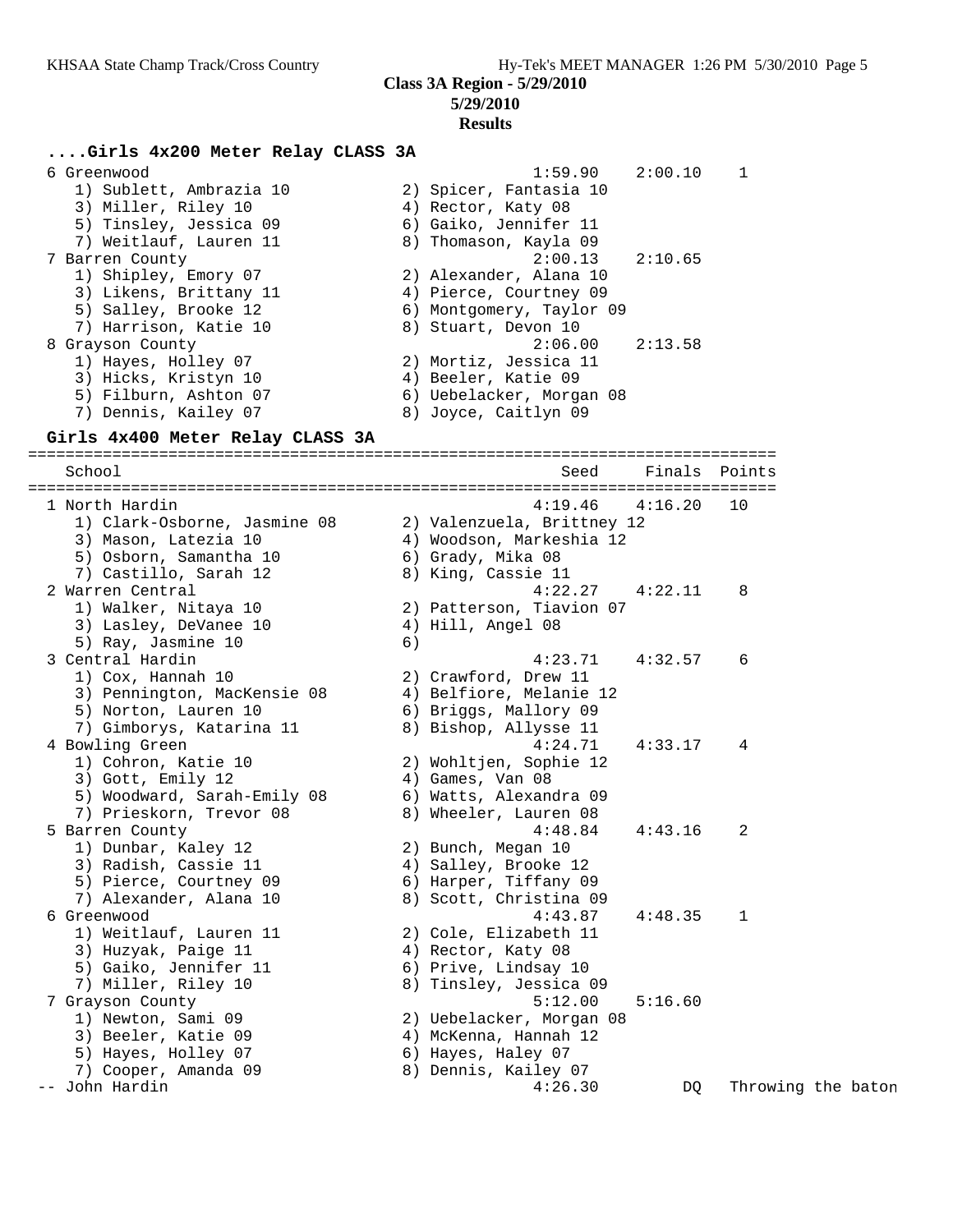**Class 3A Region - 5/29/2010**
**5/29/2010**
**Results**

### ....Girls 4x200 Meter Relay CLASS 3A

```
  6 Greenwood                                          1:59.90    2:00.10    1
     1) Sublett, Ambrazia 10            2) Spicer, Fantasia 10
     3) Miller, Riley 10                4) Rector, Katy 08
     5) Tinsley, Jessica 09             6) Gaiko, Jennifer 11
     7) Weitlauf, Lauren 11             8) Thomason, Kayla 09
  7 Barren County                                      2:00.13    2:10.65
     1) Shipley, Emory 07               2) Alexander, Alana 10
     3) Likens, Brittany 11             4) Pierce, Courtney 09
     5) Salley, Brooke 12               6) Montgomery, Taylor 09
     7) Harrison, Katie 10              8) Stuart, Devon 10
  8 Grayson County                                     2:06.00    2:13.58
     1) Hayes, Holley 07                2) Mortiz, Jessica 11
     3) Hicks, Kristyn 10               4) Beeler, Katie 09
     5) Filburn, Ashton 07              6) Uebelacker, Morgan 08
     7) Dennis, Kailey 07               8) Joyce, Caitlyn 09
```

### Girls 4x400 Meter Relay CLASS 3A

```
================================================================================
    School                                               Seed     Finals  Points
================================================================================
  1 North Hardin                                       4:19.46    4:16.20   10
     1) Clark-Osborne, Jasmine 08       2) Valenzuela, Brittney 12
     3) Mason, Latezia 10               4) Woodson, Markeshia 12
     5) Osborn, Samantha 10             6) Grady, Mika 08
     7) Castillo, Sarah 12              8) King, Cassie 11
  2 Warren Central                                     4:22.27    4:22.11    8
     1) Walker, Nitaya 10               2) Patterson, Tiavion 07
     3) Lasley, DeVanee 10              4) Hill, Angel 08
     5) Ray, Jasmine 10                 6)
  3 Central Hardin                                     4:23.71    4:32.57    6
     1) Cox, Hannah 10                  2) Crawford, Drew 11
     3) Pennington, MacKensie 08        4) Belfiore, Melanie 12
     5) Norton, Lauren 10               6) Briggs, Mallory 09
     7) Gimborys, Katarina 11           8) Bishop, Allysse 11
  4 Bowling Green                                      4:24.71    4:33.17    4
     1) Cohron, Katie 10                2) Wohltjen, Sophie 12
     3) Gott, Emily 12                  4) Games, Van 08
     5) Woodward, Sarah-Emily 08        6) Watts, Alexandra 09
     7) Prieskorn, Trevor 08            8) Wheeler, Lauren 08
  5 Barren County                                      4:48.84    4:43.16    2
     1) Dunbar, Kaley 12                2) Bunch, Megan 10
     3) Radish, Cassie 11               4) Salley, Brooke 12
     5) Pierce, Courtney 09             6) Harper, Tiffany 09
     7) Alexander, Alana 10             8) Scott, Christina 09
  6 Greenwood                                          4:43.87    4:48.35    1
     1) Weitlauf, Lauren 11             2) Cole, Elizabeth 11
     3) Huzyak, Paige 11                4) Rector, Katy 08
     5) Gaiko, Jennifer 11              6) Prive, Lindsay 10
     7) Miller, Riley 10                8) Tinsley, Jessica 09
  7 Grayson County                                     5:12.00    5:16.60
     1) Newton, Sami 09                 2) Uebelacker, Morgan 08
     3) Beeler, Katie 09                4) McKenna, Hannah 12
     5) Hayes, Holley 07                6) Hayes, Haley 07
     7) Cooper, Amanda 09               8) Dennis, Kailey 07
 -- John Hardin                                        4:26.30         DQ   Throwing the baton
```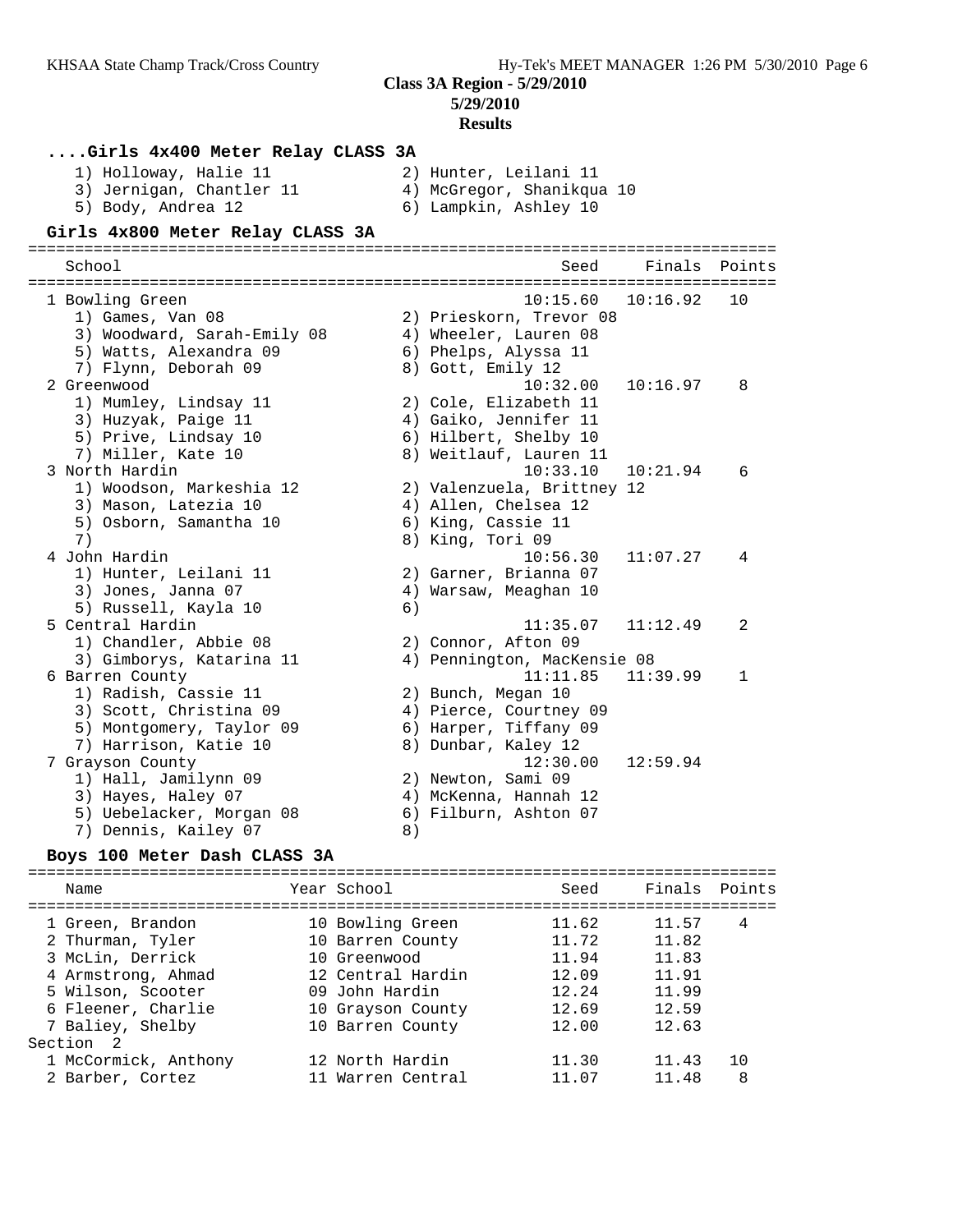**Class 3A Region - 5/29/2010**
**5/29/2010**
**Results**

### ....Girls 4x400 Meter Relay CLASS 3A

1) Holloway, Halie 11 — 2) Hunter, Leilani 11
3) Jernigan, Chantler 11 — 4) McGregor, Shanikqua 10
5) Body, Andrea 12 — 6) Lampkin, Ashley 10

### Girls 4x800 Meter Relay CLASS 3A

| | School | Seed | Finals | Points |
|---|---|---|---|---|
| 1 | Bowling Green | 10:15.60 | 10:16.92 | 10 |
| | 1) Games, Van 08; 2) Prieskorn, Trevor 08; 3) Woodward, Sarah-Emily 08; 4) Wheeler, Lauren 08; 5) Watts, Alexandra 09; 6) Phelps, Alyssa 11; 7) Flynn, Deborah 09; 8) Gott, Emily 12 | | | |
| 2 | Greenwood | 10:32.00 | 10:16.97 | 8 |
| | 1) Mumley, Lindsay 11; 2) Cole, Elizabeth 11; 3) Huzyak, Paige 11; 4) Gaiko, Jennifer 11; 5) Prive, Lindsay 10; 6) Hilbert, Shelby 10; 7) Miller, Kate 10; 8) Weitlauf, Lauren 11 | | | |
| 3 | North Hardin | 10:33.10 | 10:21.94 | 6 |
| | 1) Woodson, Markeshia 12; 2) Valenzuela, Brittney 12; 3) Mason, Latezia 10; 4) Allen, Chelsea 12; 5) Osborn, Samantha 10; 6) King, Cassie 11; 7) ; 8) King, Tori 09 | | | |
| 4 | John Hardin | 10:56.30 | 11:07.27 | 4 |
| | 1) Hunter, Leilani 11; 2) Garner, Brianna 07; 3) Jones, Janna 07; 4) Warsaw, Meaghan 10; 5) Russell, Kayla 10; 6) | | | |
| 5 | Central Hardin | 11:35.07 | 11:12.49 | 2 |
| | 1) Chandler, Abbie 08; 2) Connor, Afton 09; 3) Gimborys, Katarina 11; 4) Pennington, MacKensie 08 | | | |
| 6 | Barren County | 11:11.85 | 11:39.99 | 1 |
| | 1) Radish, Cassie 11; 2) Bunch, Megan 10; 3) Scott, Christina 09; 4) Pierce, Courtney 09; 5) Montgomery, Taylor 09; 6) Harper, Tiffany 09; 7) Harrison, Katie 10; 8) Dunbar, Kaley 12 | | | |
| 7 | Grayson County | 12:30.00 | 12:59.94 | |
| | 1) Hall, Jamilynn 09; 2) Newton, Sami 09; 3) Hayes, Haley 07; 4) McKenna, Hannah 12; 5) Uebelacker, Morgan 08; 6) Filburn, Ashton 07; 7) Dennis, Kailey 07; 8) | | | |

### Boys 100 Meter Dash CLASS 3A

| | Name | Year | School | Seed | Finals | Points |
|---|---|---|---|---|---|---|
| 1 | Green, Brandon | 10 | Bowling Green | 11.62 | 11.57 | 4 |
| 2 | Thurman, Tyler | 10 | Barren County | 11.72 | 11.82 | |
| 3 | McLin, Derrick | 10 | Greenwood | 11.94 | 11.83 | |
| 4 | Armstrong, Ahmad | 12 | Central Hardin | 12.09 | 11.91 | |
| 5 | Wilson, Scooter | 09 | John Hardin | 12.24 | 11.99 | |
| 6 | Fleener, Charlie | 10 | Grayson County | 12.69 | 12.59 | |
| 7 | Baliey, Shelby | 10 | Barren County | 12.00 | 12.63 | |
| Section 2 | | | | | | |
| 1 | McCormick, Anthony | 12 | North Hardin | 11.30 | 11.43 | 10 |
| 2 | Barber, Cortez | 11 | Warren Central | 11.07 | 11.48 | 8 |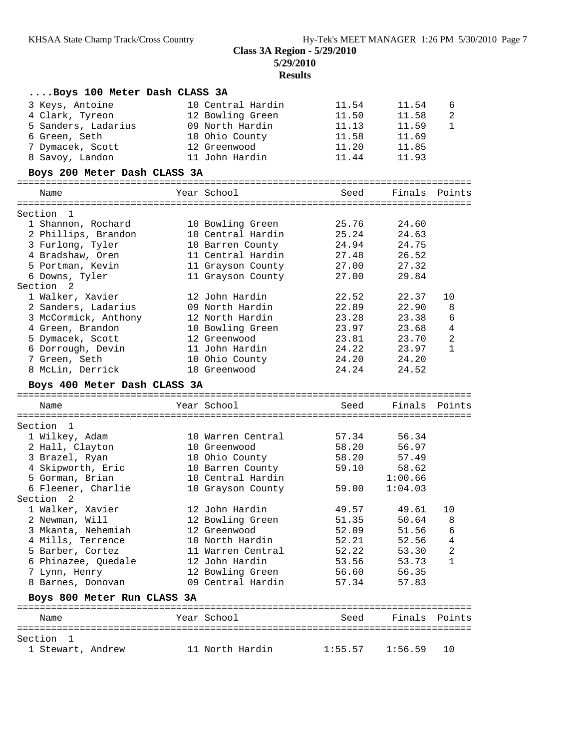**Class 3A Region - 5/29/2010**
**5/29/2010**
**Results**

### ....Boys 100 Meter Dash CLASS 3A

| | Name | Year | School | Seed | Finals | Points |
|---|---|---|---|---|---|---|
| 3 | Keys, Antoine | 10 | Central Hardin | 11.54 | 11.54 | 6 |
| 4 | Clark, Tyreon | 12 | Bowling Green | 11.50 | 11.58 | 2 |
| 5 | Sanders, Ladarius | 09 | North Hardin | 11.13 | 11.59 | 1 |
| 6 | Green, Seth | 10 | Ohio County | 11.58 | 11.69 | |
| 7 | Dymacek, Scott | 12 | Greenwood | 11.20 | 11.85 | |
| 8 | Savoy, Landon | 11 | John Hardin | 11.44 | 11.93 | |

### Boys 200 Meter Dash CLASS 3A

| | Name | Year | School | Seed | Finals | Points |
|---|---|---|---|---|---|---|
| **Section 1** | | | | | | |
| 1 | Shannon, Rochard | 10 | Bowling Green | 25.76 | 24.60 | |
| 2 | Phillips, Brandon | 10 | Central Hardin | 25.24 | 24.63 | |
| 3 | Furlong, Tyler | 10 | Barren County | 24.94 | 24.75 | |
| 4 | Bradshaw, Oren | 11 | Central Hardin | 27.48 | 26.52 | |
| 5 | Portman, Kevin | 11 | Grayson County | 27.00 | 27.32 | |
| 6 | Downs, Tyler | 11 | Grayson County | 27.00 | 29.84 | |
| **Section 2** | | | | | | |
| 1 | Walker, Xavier | 12 | John Hardin | 22.52 | 22.37 | 10 |
| 2 | Sanders, Ladarius | 09 | North Hardin | 22.89 | 22.90 | 8 |
| 3 | McCormick, Anthony | 12 | North Hardin | 23.28 | 23.38 | 6 |
| 4 | Green, Brandon | 10 | Bowling Green | 23.97 | 23.68 | 4 |
| 5 | Dymacek, Scott | 12 | Greenwood | 23.81 | 23.70 | 2 |
| 6 | Dorrough, Devin | 11 | John Hardin | 24.22 | 23.97 | 1 |
| 7 | Green, Seth | 10 | Ohio County | 24.20 | 24.20 | |
| 8 | McLin, Derrick | 10 | Greenwood | 24.24 | 24.52 | |

### Boys 400 Meter Dash CLASS 3A

| | Name | Year | School | Seed | Finals | Points |
|---|---|---|---|---|---|---|
| **Section 1** | | | | | | |
| 1 | Wilkey, Adam | 10 | Warren Central | 57.34 | 56.34 | |
| 2 | Hall, Clayton | 10 | Greenwood | 58.20 | 56.97 | |
| 3 | Brazel, Ryan | 10 | Ohio County | 58.20 | 57.49 | |
| 4 | Skipworth, Eric | 10 | Barren County | 59.10 | 58.62 | |
| 5 | Gorman, Brian | 10 | Central Hardin | | 1:00.66 | |
| 6 | Fleener, Charlie | 10 | Grayson County | 59.00 | 1:04.03 | |
| **Section 2** | | | | | | |
| 1 | Walker, Xavier | 12 | John Hardin | 49.57 | 49.61 | 10 |
| 2 | Newman, Will | 12 | Bowling Green | 51.35 | 50.64 | 8 |
| 3 | Mkanta, Nehemiah | 12 | Greenwood | 52.09 | 51.56 | 6 |
| 4 | Mills, Terrence | 10 | North Hardin | 52.21 | 52.56 | 4 |
| 5 | Barber, Cortez | 11 | Warren Central | 52.22 | 53.30 | 2 |
| 6 | Phinazee, Quedale | 12 | John Hardin | 53.56 | 53.73 | 1 |
| 7 | Lynn, Henry | 12 | Bowling Green | 56.60 | 56.35 | |
| 8 | Barnes, Donovan | 09 | Central Hardin | 57.34 | 57.83 | |

### Boys 800 Meter Run CLASS 3A

| | Name | Year | School | Seed | Finals | Points |
|---|---|---|---|---|---|---|
| **Section 1** | | | | | | |
| 1 | Stewart, Andrew | 11 | North Hardin | 1:55.57 | 1:56.59 | 10 |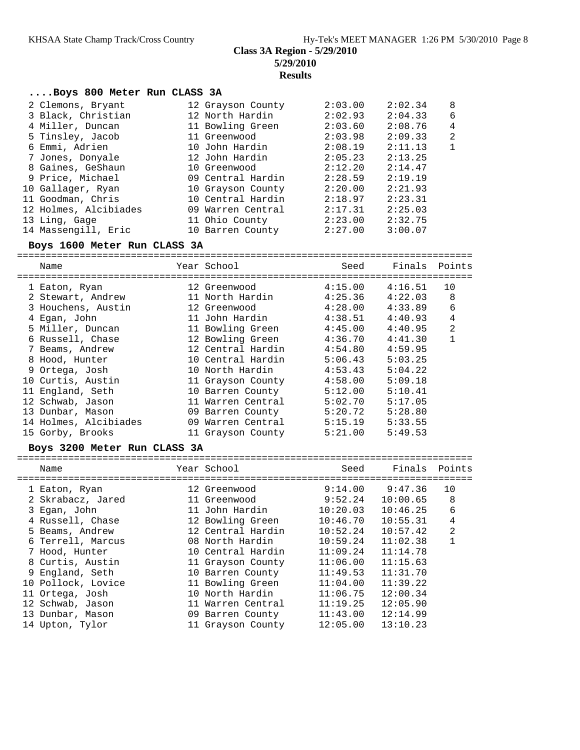**Class 3A Region - 5/29/2010**
**5/29/2010**
**Results**

### ....Boys 800 Meter Run CLASS 3A

| Place | Name | Year | School | Seed | Finals | Points |
|---|---|---|---|---|---|---|
| 2 | Clemons, Bryant | 12 | Grayson County | 2:03.00 | 2:02.34 | 8 |
| 3 | Black, Christian | 12 | North Hardin | 2:02.93 | 2:04.33 | 6 |
| 4 | Miller, Duncan | 11 | Bowling Green | 2:03.60 | 2:08.76 | 4 |
| 5 | Tinsley, Jacob | 11 | Greenwood | 2:03.98 | 2:09.33 | 2 |
| 6 | Emmi, Adrien | 10 | John Hardin | 2:08.19 | 2:11.13 | 1 |
| 7 | Jones, Donyale | 12 | John Hardin | 2:05.23 | 2:13.25 | |
| 8 | Gaines, GeShaun | 10 | Greenwood | 2:12.20 | 2:14.47 | |
| 9 | Price, Michael | 09 | Central Hardin | 2:28.59 | 2:19.19 | |
| 10 | Gallager, Ryan | 10 | Grayson County | 2:20.00 | 2:21.93 | |
| 11 | Goodman, Chris | 10 | Central Hardin | 2:18.97 | 2:23.31 | |
| 12 | Holmes, Alcibiades | 09 | Warren Central | 2:17.31 | 2:25.03 | |
| 13 | Ling, Gage | 11 | Ohio County | 2:23.00 | 2:32.75 | |
| 14 | Massengill, Eric | 10 | Barren County | 2:27.00 | 3:00.07 | |

### Boys 1600 Meter Run CLASS 3A

| Place | Name | Year | School | Seed | Finals | Points |
|---|---|---|---|---|---|---|
| 1 | Eaton, Ryan | 12 | Greenwood | 4:15.00 | 4:16.51 | 10 |
| 2 | Stewart, Andrew | 11 | North Hardin | 4:25.36 | 4:22.03 | 8 |
| 3 | Houchens, Austin | 12 | Greenwood | 4:28.00 | 4:33.89 | 6 |
| 4 | Egan, John | 11 | John Hardin | 4:38.51 | 4:40.93 | 4 |
| 5 | Miller, Duncan | 11 | Bowling Green | 4:45.00 | 4:40.95 | 2 |
| 6 | Russell, Chase | 12 | Bowling Green | 4:36.70 | 4:41.30 | 1 |
| 7 | Beams, Andrew | 12 | Central Hardin | 4:54.80 | 4:59.95 | |
| 8 | Hood, Hunter | 10 | Central Hardin | 5:06.43 | 5:03.25 | |
| 9 | Ortega, Josh | 10 | North Hardin | 4:53.43 | 5:04.22 | |
| 10 | Curtis, Austin | 11 | Grayson County | 4:58.00 | 5:09.18 | |
| 11 | England, Seth | 10 | Barren County | 5:12.00 | 5:10.41 | |
| 12 | Schwab, Jason | 11 | Warren Central | 5:02.70 | 5:17.05 | |
| 13 | Dunbar, Mason | 09 | Barren County | 5:20.72 | 5:28.80 | |
| 14 | Holmes, Alcibiades | 09 | Warren Central | 5:15.19 | 5:33.55 | |
| 15 | Gorby, Brooks | 11 | Grayson County | 5:21.00 | 5:49.53 | |

### Boys 3200 Meter Run CLASS 3A

| Place | Name | Year | School | Seed | Finals | Points |
|---|---|---|---|---|---|---|
| 1 | Eaton, Ryan | 12 | Greenwood | 9:14.00 | 9:47.36 | 10 |
| 2 | Skrabacz, Jared | 11 | Greenwood | 9:52.24 | 10:00.65 | 8 |
| 3 | Egan, John | 11 | John Hardin | 10:20.03 | 10:46.25 | 6 |
| 4 | Russell, Chase | 12 | Bowling Green | 10:46.70 | 10:55.31 | 4 |
| 5 | Beams, Andrew | 12 | Central Hardin | 10:52.24 | 10:57.42 | 2 |
| 6 | Terrell, Marcus | 08 | North Hardin | 10:59.24 | 11:02.38 | 1 |
| 7 | Hood, Hunter | 10 | Central Hardin | 11:09.24 | 11:14.78 | |
| 8 | Curtis, Austin | 11 | Grayson County | 11:06.00 | 11:15.63 | |
| 9 | England, Seth | 10 | Barren County | 11:49.53 | 11:31.70 | |
| 10 | Pollock, Lovice | 11 | Bowling Green | 11:04.00 | 11:39.22 | |
| 11 | Ortega, Josh | 10 | North Hardin | 11:06.75 | 12:00.34 | |
| 12 | Schwab, Jason | 11 | Warren Central | 11:19.25 | 12:05.90 | |
| 13 | Dunbar, Mason | 09 | Barren County | 11:43.00 | 12:14.99 | |
| 14 | Upton, Tylor | 11 | Grayson County | 12:05.00 | 13:10.23 | |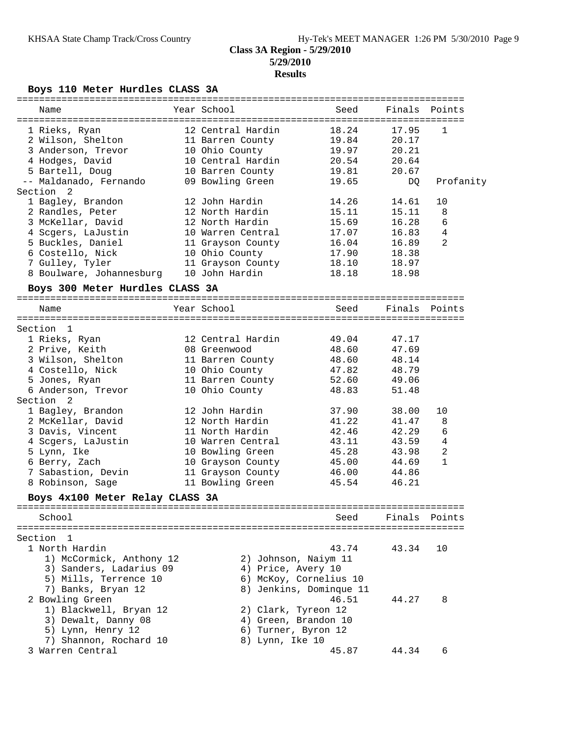## Class 3A Region - 5/29/2010

**5/29/2010**

**Results**

### Boys 110 Meter Hurdles CLASS 3A

| Name | Year | School | Seed | Finals | Points |
|---|---|---|---|---|---|
| 1 Rieks, Ryan | 12 | Central Hardin | 18.24 | 17.95 | 1 |
| 2 Wilson, Shelton | 11 | Barren County | 19.84 | 20.17 | |
| 3 Anderson, Trevor | 10 | Ohio County | 19.97 | 20.21 | |
| 4 Hodges, David | 10 | Central Hardin | 20.54 | 20.64 | |
| 5 Bartell, Doug | 10 | Barren County | 19.81 | 20.67 | |
| -- Maldanado, Fernando | 09 | Bowling Green | 19.65 | DQ | Profanity |
| **Section 2** | | | | | |
| 1 Bagley, Brandon | 12 | John Hardin | 14.26 | 14.61 | 10 |
| 2 Randles, Peter | 12 | North Hardin | 15.11 | 15.11 | 8 |
| 3 McKellar, David | 12 | North Hardin | 15.69 | 16.28 | 6 |
| 4 Scgers, LaJustin | 10 | Warren Central | 17.07 | 16.83 | 4 |
| 5 Buckles, Daniel | 11 | Grayson County | 16.04 | 16.89 | 2 |
| 6 Costello, Nick | 10 | Ohio County | 17.90 | 18.38 | |
| 7 Gulley, Tyler | 11 | Grayson County | 18.10 | 18.97 | |
| 8 Boulware, Johannesburg | 10 | John Hardin | 18.18 | 18.98 | |

### Boys 300 Meter Hurdles CLASS 3A

| Name | Year | School | Seed | Finals | Points |
|---|---|---|---|---|---|
| **Section 1** | | | | | |
| 1 Rieks, Ryan | 12 | Central Hardin | 49.04 | 47.17 | |
| 2 Prive, Keith | 08 | Greenwood | 48.60 | 47.69 | |
| 3 Wilson, Shelton | 11 | Barren County | 48.60 | 48.14 | |
| 4 Costello, Nick | 10 | Ohio County | 47.82 | 48.79 | |
| 5 Jones, Ryan | 11 | Barren County | 52.60 | 49.06 | |
| 6 Anderson, Trevor | 10 | Ohio County | 48.83 | 51.48 | |
| **Section 2** | | | | | |
| 1 Bagley, Brandon | 12 | John Hardin | 37.90 | 38.00 | 10 |
| 2 McKellar, David | 12 | North Hardin | 41.22 | 41.47 | 8 |
| 3 Davis, Vincent | 11 | North Hardin | 42.46 | 42.29 | 6 |
| 4 Scgers, LaJustin | 10 | Warren Central | 43.11 | 43.59 | 4 |
| 5 Lynn, Ike | 10 | Bowling Green | 45.28 | 43.98 | 2 |
| 6 Berry, Zach | 10 | Grayson County | 45.00 | 44.69 | 1 |
| 7 Sabastion, Devin | 11 | Grayson County | 46.00 | 44.86 | |
| 8 Robinson, Sage | 11 | Bowling Green | 45.54 | 46.21 | |

### Boys 4x100 Meter Relay CLASS 3A

| School | Seed | Finals | Points |
|---|---|---|---|
| **Section 1** | | | |
| 1 North Hardin | 43.74 | 43.34 | 10 |
| 1) McCormick, Anthony 12; 2) Johnson, Naiym 11; 3) Sanders, Ladarius 09; 4) Price, Avery 10; 5) Mills, Terrence 10; 6) McKoy, Cornelius 10; 7) Banks, Bryan 12; 8) Jenkins, Dominque 11 | | | |
| 2 Bowling Green | 46.51 | 44.27 | 8 |
| 1) Blackwell, Bryan 12; 2) Clark, Tyreon 12; 3) Dewalt, Danny 08; 4) Green, Brandon 10; 5) Lynn, Henry 12; 6) Turner, Byron 12; 7) Shannon, Rochard 10; 8) Lynn, Ike 10 | | | |
| 3 Warren Central | 45.87 | 44.34 | 6 |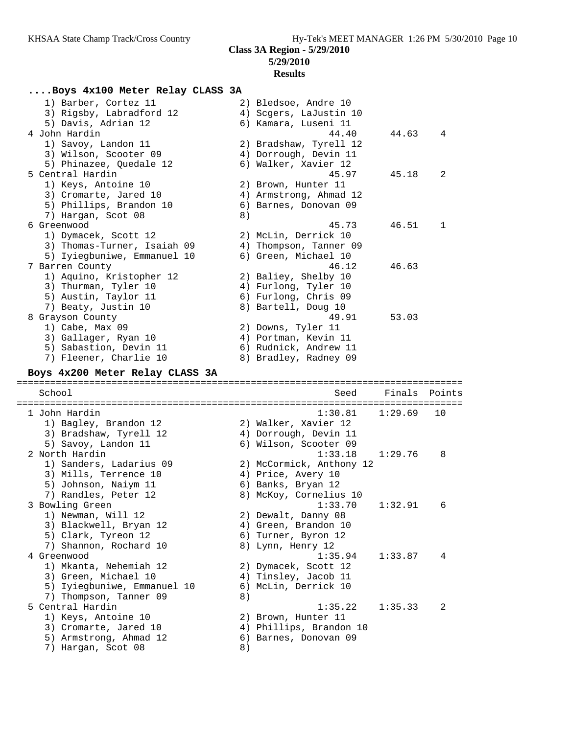**Class 3A Region - 5/29/2010**
**5/29/2010**
**Results**

### ....Boys 4x100 Meter Relay CLASS 3A

```
    1) Barber, Cortez 11              2) Bledsoe, Andre 10
    3) Rigsby, Labradford 12          4) Scgers, LaJustin 10
    5) Davis, Adrian 12               6) Kamara, Luseni 11
  4 John Hardin                                    44.40      44.63    4
    1) Savoy, Landon 11               2) Bradshaw, Tyrell 12
    3) Wilson, Scooter 09             4) Dorrough, Devin 11
    5) Phinazee, Quedale 12           6) Walker, Xavier 12
  5 Central Hardin                                 45.97      45.18    2
    1) Keys, Antoine 10               2) Brown, Hunter 11
    3) Cromarte, Jared 10             4) Armstrong, Ahmad 12
    5) Phillips, Brandon 10           6) Barnes, Donovan 09
    7) Hargan, Scot 08                8)
  6 Greenwood                                      45.73      46.51    1
    1) Dymacek, Scott 12              2) McLin, Derrick 10
    3) Thomas-Turner, Isaiah 09       4) Thompson, Tanner 09
    5) Iyiegbuniwe, Emmanuel 10       6) Green, Michael 10
  7 Barren County                                  46.12      46.63
    1) Aquino, Kristopher 12          2) Baliey, Shelby 10
    3) Thurman, Tyler 10              4) Furlong, Tyler 10
    5) Austin, Taylor 11              6) Furlong, Chris 09
    7) Beaty, Justin 10               8) Bartell, Doug 10
  8 Grayson County                                 49.91      53.03
    1) Cabe, Max 09                   2) Downs, Tyler 11
    3) Gallager, Ryan 10              4) Portman, Kevin 11
    5) Sabastion, Devin 11            6) Rudnick, Andrew 11
    7) Fleener, Charlie 10            8) Bradley, Radney 09
```

### Boys 4x200 Meter Relay CLASS 3A

```
===============================================================================
    School                                           Seed     Finals  Points
===============================================================================
  1 John Hardin                                    1:30.81    1:29.69   10
    1) Bagley, Brandon 12             2) Walker, Xavier 12
    3) Bradshaw, Tyrell 12            4) Dorrough, Devin 11
    5) Savoy, Landon 11               6) Wilson, Scooter 09
  2 North Hardin                                   1:33.18    1:29.76    8
    1) Sanders, Ladarius 09           2) McCormick, Anthony 12
    3) Mills, Terrence 10             4) Price, Avery 10
    5) Johnson, Naiym 11              6) Banks, Bryan 12
    7) Randles, Peter 12              8) McKoy, Cornelius 10
  3 Bowling Green                                  1:33.70    1:32.91    6
    1) Newman, Will 12                2) Dewalt, Danny 08
    3) Blackwell, Bryan 12            4) Green, Brandon 10
    5) Clark, Tyreon 12               6) Turner, Byron 12
    7) Shannon, Rochard 10            8) Lynn, Henry 12
  4 Greenwood                                      1:35.94    1:33.87    4
    1) Mkanta, Nehemiah 12            2) Dymacek, Scott 12
    3) Green, Michael 10              4) Tinsley, Jacob 11
    5) Iyiegbuniwe, Emmanuel 10       6) McLin, Derrick 10
    7) Thompson, Tanner 09            8)
  5 Central Hardin                                 1:35.22    1:35.33    2
    1) Keys, Antoine 10               2) Brown, Hunter 11
    3) Cromarte, Jared 10             4) Phillips, Brandon 10
    5) Armstrong, Ahmad 12            6) Barnes, Donovan 09
    7) Hargan, Scot 08                8)
```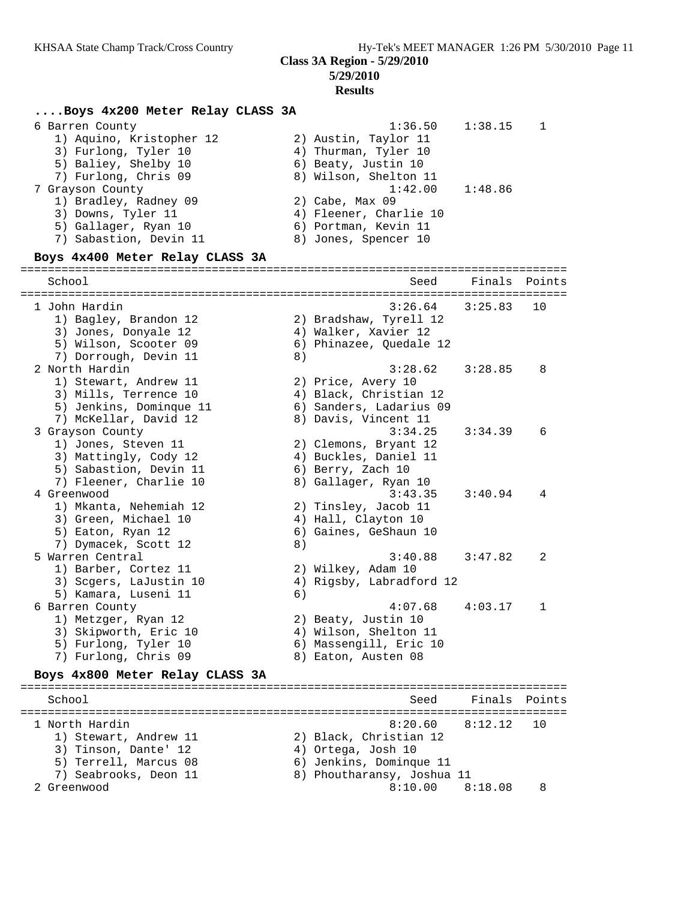**Class 3A Region - 5/29/2010**
**5/29/2010**
**Results**

### ....Boys 4x200 Meter Relay CLASS 3A

```
  6 Barren County                                     1:36.50    1:38.15    1
     1) Aquino, Kristopher 12          2) Austin, Taylor 11
     3) Furlong, Tyler 10              4) Thurman, Tyler 10
     5) Baliey, Shelby 10              6) Beaty, Justin 10
     7) Furlong, Chris 09              8) Wilson, Shelton 11
  7 Grayson County                                    1:42.00    1:48.86
     1) Bradley, Radney 09             2) Cabe, Max 09
     3) Downs, Tyler 11                4) Fleener, Charlie 10
     5) Gallager, Ryan 10              6) Portman, Kevin 11
     7) Sabastion, Devin 11            8) Jones, Spencer 10
```

### Boys 4x400 Meter Relay CLASS 3A

```
================================================================================
    School                                               Seed     Finals  Points
================================================================================
  1 John Hardin                                       3:26.64    3:25.83   10
     1) Bagley, Brandon 12             2) Bradshaw, Tyrell 12
     3) Jones, Donyale 12              4) Walker, Xavier 12
     5) Wilson, Scooter 09             6) Phinazee, Quedale 12
     7) Dorrough, Devin 11             8)
  2 North Hardin                                      3:28.62    3:28.85    8
     1) Stewart, Andrew 11             2) Price, Avery 10
     3) Mills, Terrence 10             4) Black, Christian 12
     5) Jenkins, Dominque 11           6) Sanders, Ladarius 09
     7) McKellar, David 12             8) Davis, Vincent 11
  3 Grayson County                                    3:34.25    3:34.39    6
     1) Jones, Steven 11               2) Clemons, Bryant 12
     3) Mattingly, Cody 12             4) Buckles, Daniel 11
     5) Sabastion, Devin 11            6) Berry, Zach 10
     7) Fleener, Charlie 10            8) Gallager, Ryan 10
  4 Greenwood                                         3:43.35    3:40.94    4
     1) Mkanta, Nehemiah 12            2) Tinsley, Jacob 11
     3) Green, Michael 10              4) Hall, Clayton 10
     5) Eaton, Ryan 12                 6) Gaines, GeShaun 10
     7) Dymacek, Scott 12              8)
  5 Warren Central                                    3:40.88    3:47.82    2
     1) Barber, Cortez 11              2) Wilkey, Adam 10
     3) Scgers, LaJustin 10            4) Rigsby, Labradford 12
     5) Kamara, Luseni 11              6)
  6 Barren County                                     4:07.68    4:03.17    1
     1) Metzger, Ryan 12               2) Beaty, Justin 10
     3) Skipworth, Eric 10             4) Wilson, Shelton 11
     5) Furlong, Tyler 10              6) Massengill, Eric 10
     7) Furlong, Chris 09              8) Eaton, Austen 08
```

### Boys 4x800 Meter Relay CLASS 3A

```
================================================================================
    School                                               Seed     Finals  Points
================================================================================
  1 North Hardin                                      8:20.60    8:12.12   10
     1) Stewart, Andrew 11             2) Black, Christian 12
     3) Tinson, Dante' 12              4) Ortega, Josh 10
     5) Terrell, Marcus 08             6) Jenkins, Dominque 11
     7) Seabrooks, Deon 11             8) Phoutharansy, Joshua 11
  2 Greenwood                                         8:10.00    8:18.08    8
```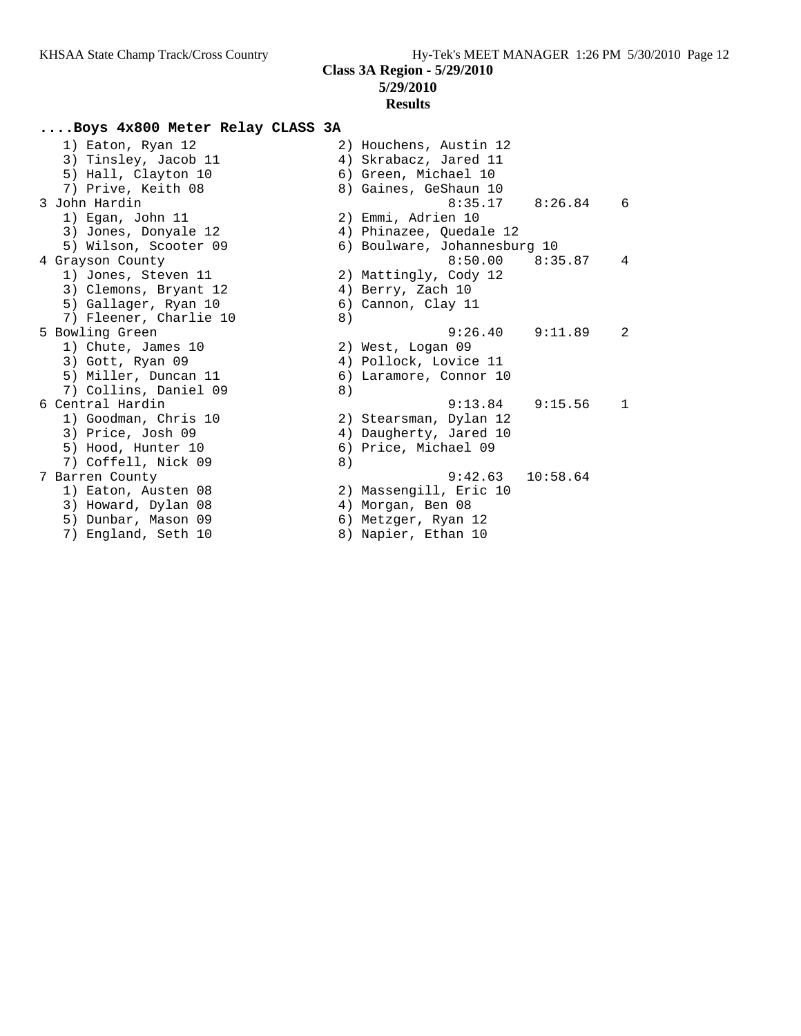**Class 3A Region - 5/29/2010**

**5/29/2010**

**Results**

### ....Boys 4x800 Meter Relay CLASS 3A

```
   1) Eaton, Ryan 12                 2) Houchens, Austin 12
   3) Tinsley, Jacob 11              4) Skrabacz, Jared 11
   5) Hall, Clayton 10               6) Green, Michael 10
   7) Prive, Keith 08                8) Gaines, GeShaun 10
 3 John Hardin                                 8:35.17    8:26.84    6
   1) Egan, John 11                  2) Emmi, Adrien 10
   3) Jones, Donyale 12              4) Phinazee, Quedale 12
   5) Wilson, Scooter 09             6) Boulware, Johannesburg 10
 4 Grayson County                              8:50.00    8:35.87    4
   1) Jones, Steven 11               2) Mattingly, Cody 12
   3) Clemons, Bryant 12             4) Berry, Zach 10
   5) Gallager, Ryan 10              6) Cannon, Clay 11
   7) Fleener, Charlie 10            8)
 5 Bowling Green                               9:26.40    9:11.89    2
   1) Chute, James 10                2) West, Logan 09
   3) Gott, Ryan 09                  4) Pollock, Lovice 11
   5) Miller, Duncan 11              6) Laramore, Connor 10
   7) Collins, Daniel 09             8)
 6 Central Hardin                              9:13.84    9:15.56    1
   1) Goodman, Chris 10              2) Stearsman, Dylan 12
   3) Price, Josh 09                 4) Daugherty, Jared 10
   5) Hood, Hunter 10                6) Price, Michael 09
   7) Coffell, Nick 09               8)
 7 Barren County                               9:42.63   10:58.64
   1) Eaton, Austen 08               2) Massengill, Eric 10
   3) Howard, Dylan 08               4) Morgan, Ben 08
   5) Dunbar, Mason 09               6) Metzger, Ryan 12
   7) England, Seth 10               8) Napier, Ethan 10
```